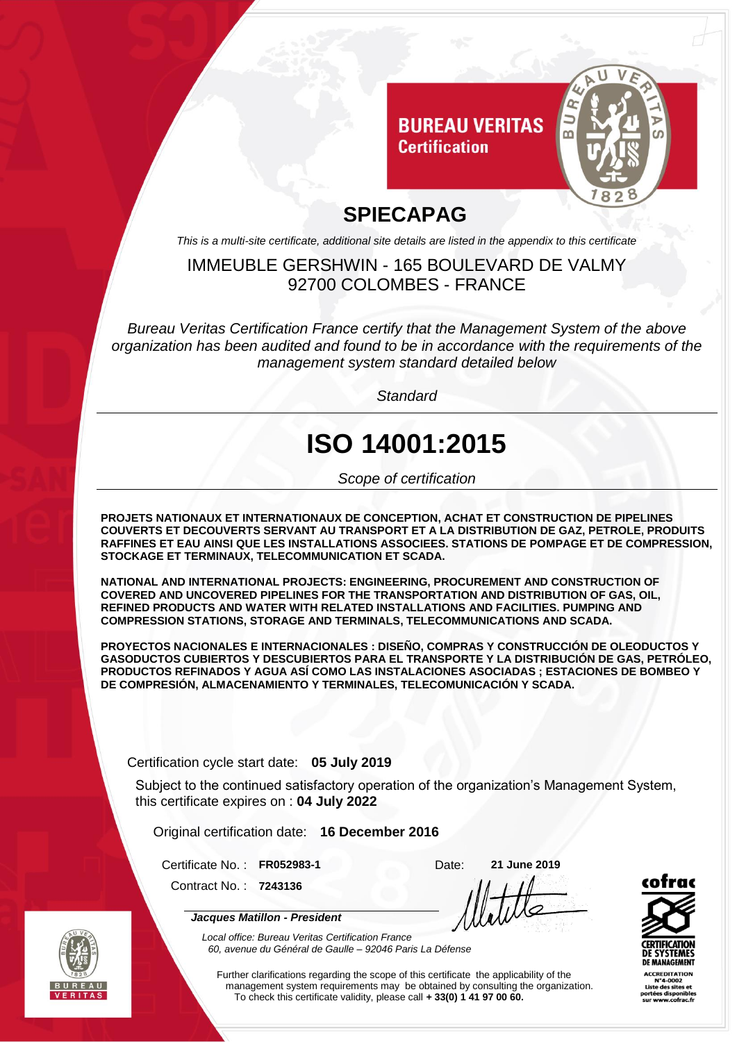**BUREAU VERITAS**
**Certification**

# SPIECAPAG

*This is a multi-site certificate, additional site details are listed in the appendix to this certificate*

IMMEUBLE GERSHWIN - 165 BOULEVARD DE VALMY
92700 COLOMBES - FRANCE

*Bureau Veritas Certification France certify that the Management System of the above organization has been audited and found to be in accordance with the requirements of the management system standard detailed below*

*Standard*

# ISO 14001:2015

*Scope of certification*

**PROJETS NATIONAUX ET INTERNATIONAUX DE CONCEPTION, ACHAT ET CONSTRUCTION DE PIPELINES COUVERTS ET DECOUVERTS SERVANT AU TRANSPORT ET A LA DISTRIBUTION DE GAZ, PETROLE, PRODUITS RAFFINES ET EAU AINSI QUE LES INSTALLATIONS ASSOCIEES. STATIONS DE POMPAGE ET DE COMPRESSION, STOCKAGE ET TERMINAUX, TELECOMMUNICATION ET SCADA.**

**NATIONAL AND INTERNATIONAL PROJECTS: ENGINEERING, PROCUREMENT AND CONSTRUCTION OF COVERED AND UNCOVERED PIPELINES FOR THE TRANSPORTATION AND DISTRIBUTION OF GAS, OIL, REFINED PRODUCTS AND WATER WITH RELATED INSTALLATIONS AND FACILITIES. PUMPING AND COMPRESSION STATIONS, STORAGE AND TERMINALS, TELECOMMUNICATIONS AND SCADA.**

**PROYECTOS NACIONALES E INTERNACIONALES : DISEÑO, COMPRAS Y CONSTRUCCIÓN DE OLEODUCTOS Y GASODUCTOS CUBIERTOS Y DESCUBIERTOS PARA EL TRANSPORTE Y LA DISTRIBUCIÓN DE GAS, PETRÓLEO, PRODUCTOS REFINADOS Y AGUA ASÍ COMO LAS INSTALACIONES ASOCIADAS ; ESTACIONES DE BOMBEO Y DE COMPRESIÓN, ALMACENAMIENTO Y TERMINALES, TELECOMUNICACIÓN Y SCADA.**

Certification cycle start date: **05 July 2019**

Subject to the continued satisfactory operation of the organization's Management System, this certificate expires on : **04 July 2022**

Original certification date: **16 December 2016**

Certificate No. : **FR052983-1**

Contract No. : **7243136**

Date: **21 June 2019**

***Jacques Matillon - President***

*Local office: Bureau Veritas Certification France*
*60, avenue du Général de Gaulle – 92046 Paris La Défense*

Further clarifications regarding the scope of this certificate the applicability of the management system requirements may be obtained by consulting the organization.
To check this certificate validity, please call **+ 33(0) 1 41 97 00 60.**

**cofrac**
**CERTIFICATION DE SYSTEMES DE MANAGEMENT**
**ACCREDITATION N°4-0002**
**Liste des sites et portées disponibles sur www.cofrac.fr**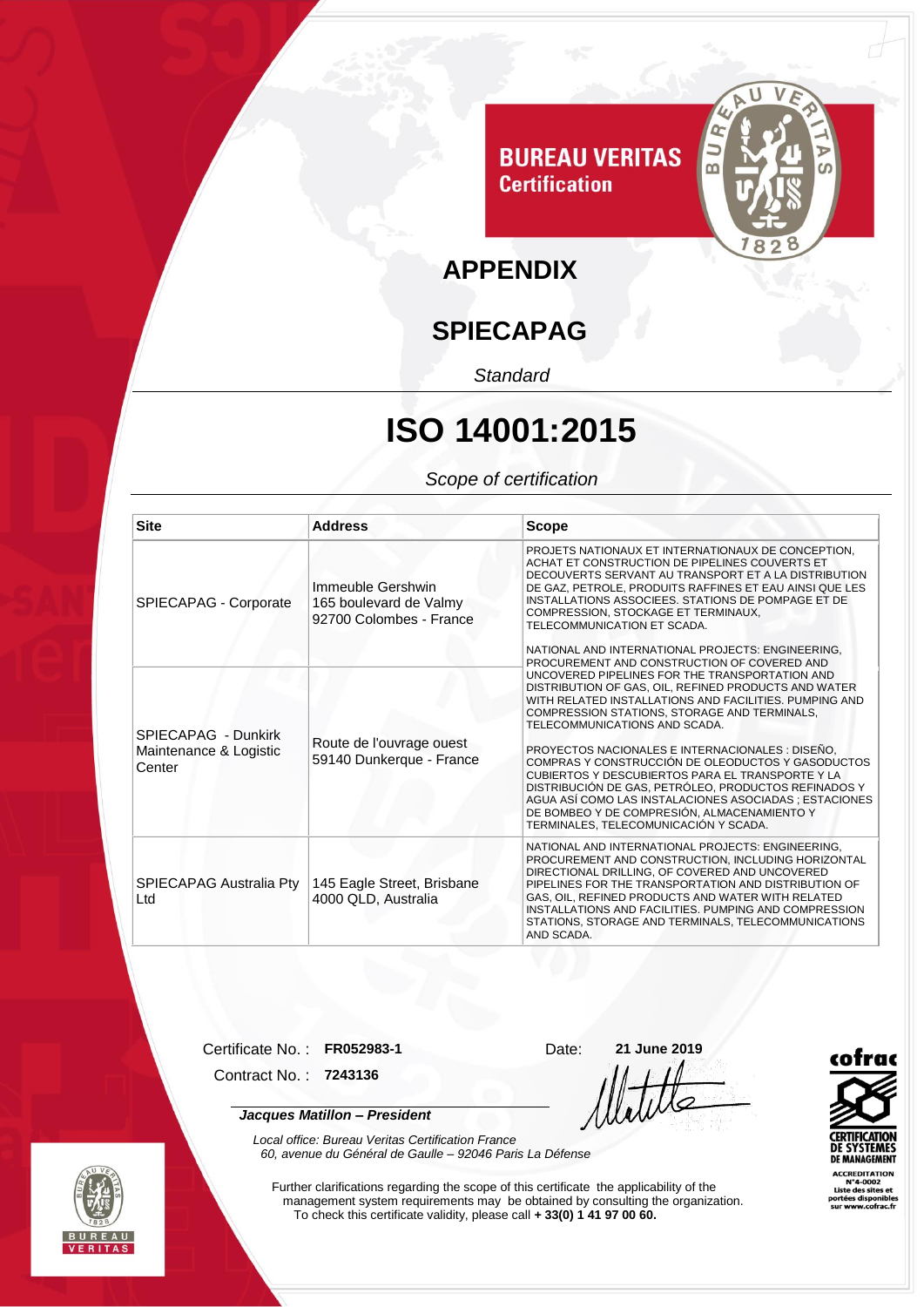BUREAU VERITAS
Certification

# APPENDIX

## SPIECAPAG

*Standard*

# ISO 14001:2015

*Scope of certification*

| Site | Address | Scope |
|---|---|---|
| SPIECAPAG - Corporate | Immeuble Gershwin<br>165 boulevard de Valmy<br>92700 Colombes - France | PROJETS NATIONAUX ET INTERNATIONAUX DE CONCEPTION, ACHAT ET CONSTRUCTION DE PIPELINES COUVERTS ET DECOUVERTS SERVANT AU TRANSPORT ET A LA DISTRIBUTION DE GAZ, PETROLE, PRODUITS RAFFINES ET EAU AINSI QUE LES INSTALLATIONS ASSOCIEES. STATIONS DE POMPAGE ET DE COMPRESSION, STOCKAGE ET TERMINAUX, TELECOMMUNICATION ET SCADA.<br><br>NATIONAL AND INTERNATIONAL PROJECTS: ENGINEERING, PROCUREMENT AND CONSTRUCTION OF COVERED AND UNCOVERED PIPELINES FOR THE TRANSPORTATION AND DISTRIBUTION OF GAS, OIL, REFINED PRODUCTS AND WATER WITH RELATED INSTALLATIONS AND FACILITIES. PUMPING AND COMPRESSION STATIONS, STORAGE AND TERMINALS, TELECOMMUNICATIONS AND SCADA.<br><br>PROYECTOS NACIONALES E INTERNACIONALES : DISEÑO, COMPRAS Y CONSTRUCCIÓN DE OLEODUCTOS Y GASODUCTOS CUBIERTOS Y DESCUBIERTOS PARA EL TRANSPORTE Y LA DISTRIBUCIÓN DE GAS, PETRÓLEO, PRODUCTOS REFINADOS Y AGUA ASÍ COMO LAS INSTALACIONES ASOCIADAS ; ESTACIONES DE BOMBEO Y DE COMPRESIÓN, ALMACENAMIENTO Y TERMINALES, TELECOMUNICACIÓN Y SCADA. |
| SPIECAPAG - Dunkirk Maintenance & Logistic Center | Route de l'ouvrage ouest<br>59140 Dunkerque - France | |
| SPIECAPAG Australia Pty Ltd | 145 Eagle Street, Brisbane<br>4000 QLD, Australia | NATIONAL AND INTERNATIONAL PROJECTS: ENGINEERING, PROCUREMENT AND CONSTRUCTION, INCLUDING HORIZONTAL DIRECTIONAL DRILLING, OF COVERED AND UNCOVERED PIPELINES FOR THE TRANSPORTATION AND DISTRIBUTION OF GAS, OIL, REFINED PRODUCTS AND WATER WITH RELATED INSTALLATIONS AND FACILITIES. PUMPING AND COMPRESSION STATIONS, STORAGE AND TERMINALS, TELECOMMUNICATIONS AND SCADA. |

Certificate No. : **FR052983-1**

Contract No. : **7243136**

Date: **21 June 2019**

***Jacques Matillon – President***

*Local office: Bureau Veritas Certification France*
*60, avenue du Général de Gaulle – 92046 Paris La Défense*

Further clarifications regarding the scope of this certificate the applicability of the management system requirements may be obtained by consulting the organization.
To check this certificate validity, please call **+ 33(0) 1 41 97 00 60.**

cofrac
CERTIFICATION DE SYSTEMES DE MANAGEMENT
ACCREDITATION N°4-0002
Liste des sites et portées disponibles sur www.cofrac.fr